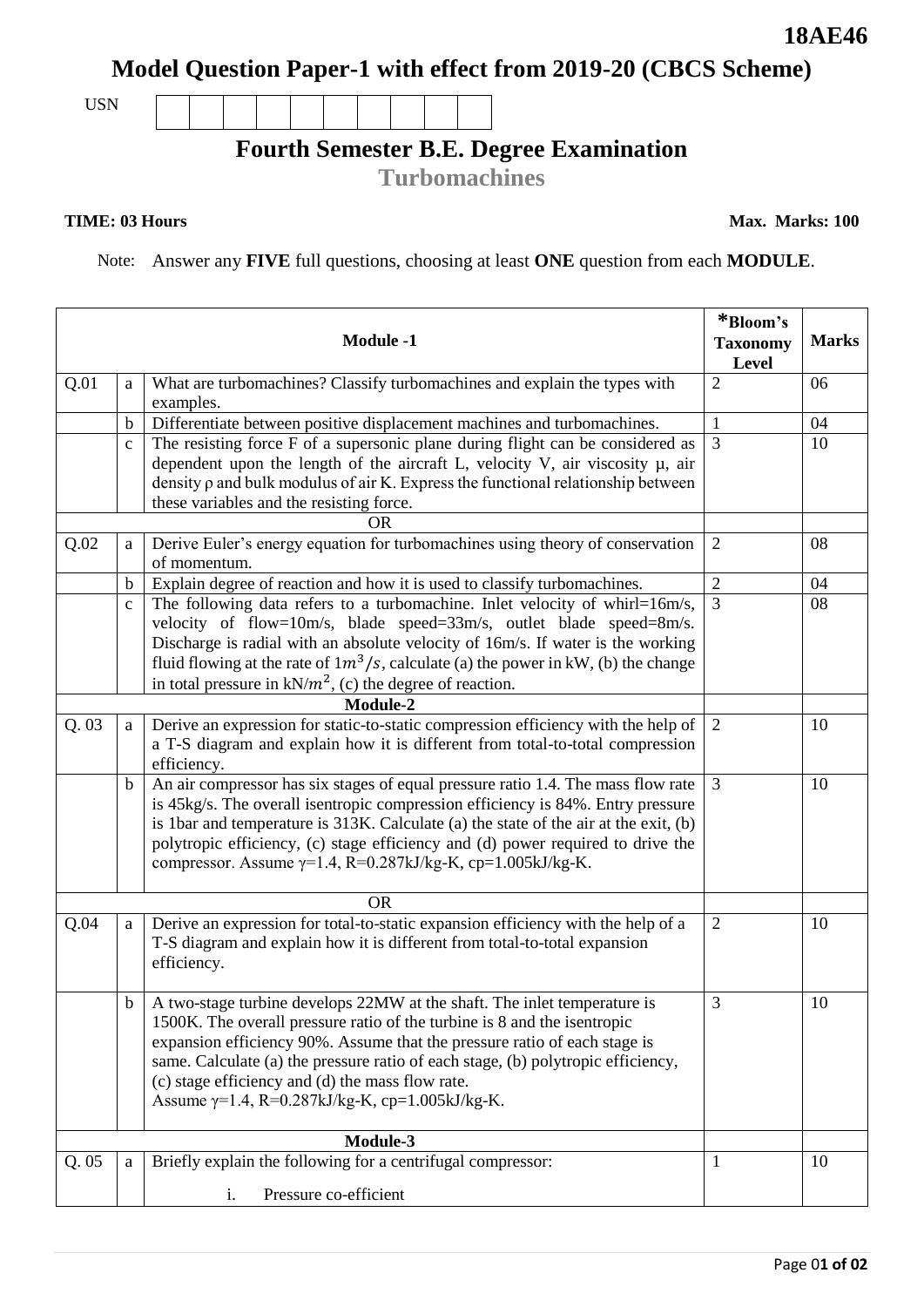**18AE46**

# Model Question Paper-1 with effect from 2019-20 (CBCS Scheme)

USN | | | | | | | | | |

## Fourth Semester B.E. Degree Examination

### Turbomachines

**TIME: 03 Hours** **Max. Marks: 100**

Note: Answer any **FIVE** full questions, choosing at least **ONE** question from each **MODULE**.

| | | **Module -1** | ***Bloom's Taxonomy Level** | **Marks** |
|---|---|---|---|---|
| Q.01 | a | What are turbomachines? Classify turbomachines and explain the types with examples. | 2 | 06 |
| | b | Differentiate between positive displacement machines and turbomachines. | 1 | 04 |
| | c | The resisting force F of a supersonic plane during flight can be considered as dependent upon the length of the aircraft L, velocity V, air viscosity μ, air density ρ and bulk modulus of air K. Express the functional relationship between these variables and the resisting force. | 3 | 10 |
| | | OR | | |
| Q.02 | a | Derive Euler's energy equation for turbomachines using theory of conservation of momentum. | 2 | 08 |
| | b | Explain degree of reaction and how it is used to classify turbomachines. | 2 | 04 |
| | c | The following data refers to a turbomachine. Inlet velocity of whirl=16m/s, velocity of flow=10m/s, blade speed=33m/s, outlet blade speed=8m/s. Discharge is radial with an absolute velocity of 16m/s. If water is the working fluid flowing at the rate of $1m^3/s$, calculate (a) the power in kW, (b) the change in total pressure in kN/$m^2$, (c) the degree of reaction. | 3 | 08 |
| | | **Module-2** | | |
| Q. 03 | a | Derive an expression for static-to-static compression efficiency with the help of a T-S diagram and explain how it is different from total-to-total compression efficiency. | 2 | 10 |
| | b | An air compressor has six stages of equal pressure ratio 1.4. The mass flow rate is 45kg/s. The overall isentropic compression efficiency is 84%. Entry pressure is 1bar and temperature is 313K. Calculate (a) the state of the air at the exit, (b) polytropic efficiency, (c) stage efficiency and (d) power required to drive the compressor. Assume γ=1.4, R=0.287kJ/kg-K, cp=1.005kJ/kg-K. | 3 | 10 |
| | | OR | | |
| Q.04 | a | Derive an expression for total-to-static expansion efficiency with the help of a T-S diagram and explain how it is different from total-to-total expansion efficiency. | 2 | 10 |
| | b | A two-stage turbine develops 22MW at the shaft. The inlet temperature is 1500K. The overall pressure ratio of the turbine is 8 and the isentropic expansion efficiency 90%. Assume that the pressure ratio of each stage is same. Calculate (a) the pressure ratio of each stage, (b) polytropic efficiency, (c) stage efficiency and (d) the mass flow rate. Assume γ=1.4, R=0.287kJ/kg-K, cp=1.005kJ/kg-K. | 3 | 10 |
| | | **Module-3** | | |
| Q. 05 | a | Briefly explain the following for a centrifugal compressor: <br> i. Pressure co-efficient | 1 | 10 |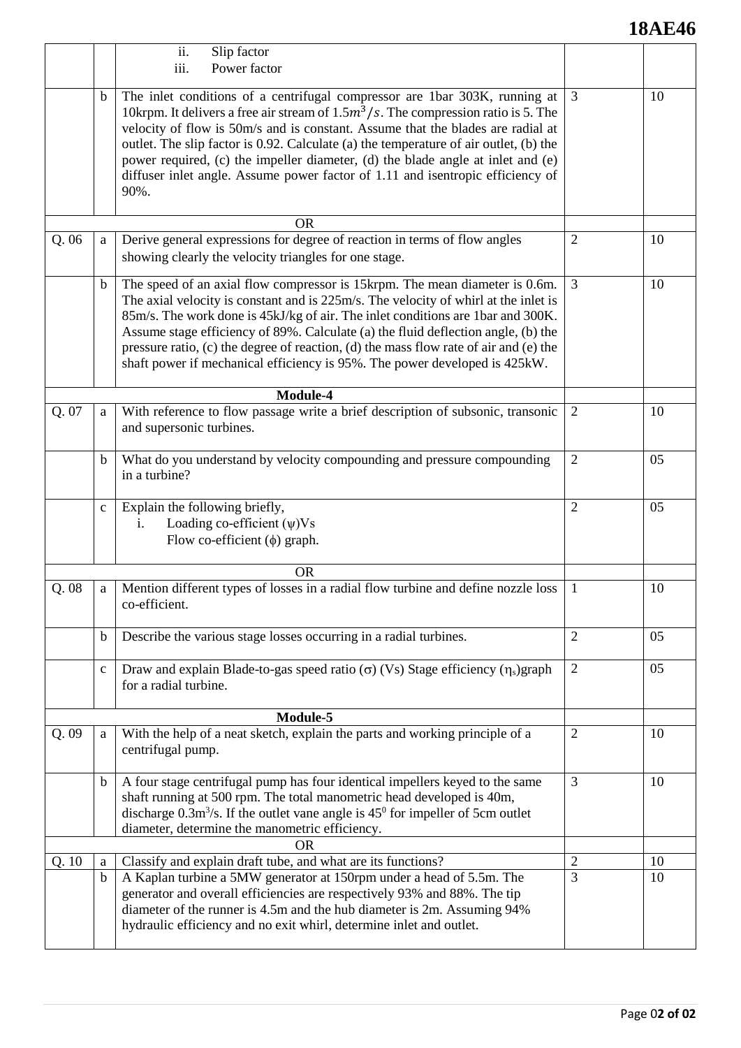| | | | | |
|---|---|---|---|---|
| | | ii. Slip factor<br>iii. Power factor | | |
| | b | The inlet conditions of a centrifugal compressor are 1bar 303K, running at 10krpm. It delivers a free air stream of $1.5m^3/s$. The compression ratio is 5. The velocity of flow is 50m/s and is constant. Assume that the blades are radial at outlet. The slip factor is 0.92. Calculate (a) the temperature of air outlet, (b) the power required, (c) the impeller diameter, (d) the blade angle at inlet and (e) diffuser inlet angle. Assume power factor of 1.11 and isentropic efficiency of 90%. | 3 | 10 |
| | | **OR** | | |
| Q. 06 | a | Derive general expressions for degree of reaction in terms of flow angles showing clearly the velocity triangles for one stage. | 2 | 10 |
| | b | The speed of an axial flow compressor is 15krpm. The mean diameter is 0.6m. The axial velocity is constant and is 225m/s. The velocity of whirl at the inlet is 85m/s. The work done is 45kJ/kg of air. The inlet conditions are 1bar and 300K. Assume stage efficiency of 89%. Calculate (a) the fluid deflection angle, (b) the pressure ratio, (c) the degree of reaction, (d) the mass flow rate of air and (e) the shaft power if mechanical efficiency is 95%. The power developed is 425kW. | 3 | 10 |
| | | **Module-4** | | |
| Q. 07 | a | With reference to flow passage write a brief description of subsonic, transonic and supersonic turbines. | 2 | 10 |
| | b | What do you understand by velocity compounding and pressure compounding in a turbine? | 2 | 05 |
| | c | Explain the following briefly,<br>i. Loading co-efficient ($\psi$)Vs Flow co-efficient ($\phi$) graph. | 2 | 05 |
| | | **OR** | | |
| Q. 08 | a | Mention different types of losses in a radial flow turbine and define nozzle loss co-efficient. | 1 | 10 |
| | b | Describe the various stage losses occurring in a radial turbines. | 2 | 05 |
| | c | Draw and explain Blade-to-gas speed ratio ($\sigma$) (Vs) Stage efficiency ($\eta_s$)graph for a radial turbine. | 2 | 05 |
| | | **Module-5** | | |
| Q. 09 | a | With the help of a neat sketch, explain the parts and working principle of a centrifugal pump. | 2 | 10 |
| | b | A four stage centrifugal pump has four identical impellers keyed to the same shaft running at 500 rpm. The total manometric head developed is 40m, discharge $0.3m^3/s$. If the outlet vane angle is $45^0$ for impeller of 5cm outlet diameter, determine the manometric efficiency. | 3 | 10 |
| | | **OR** | | |
| Q. 10 | a | Classify and explain draft tube, and what are its functions? | 2 | 10 |
| | b | A Kaplan turbine a 5MW generator at 150rpm under a head of 5.5m. The generator and overall efficiencies are respectively 93% and 88%. The tip diameter of the runner is 4.5m and the hub diameter is 2m. Assuming 94% hydraulic efficiency and no exit whirl, determine inlet and outlet. | 3 | 10 |